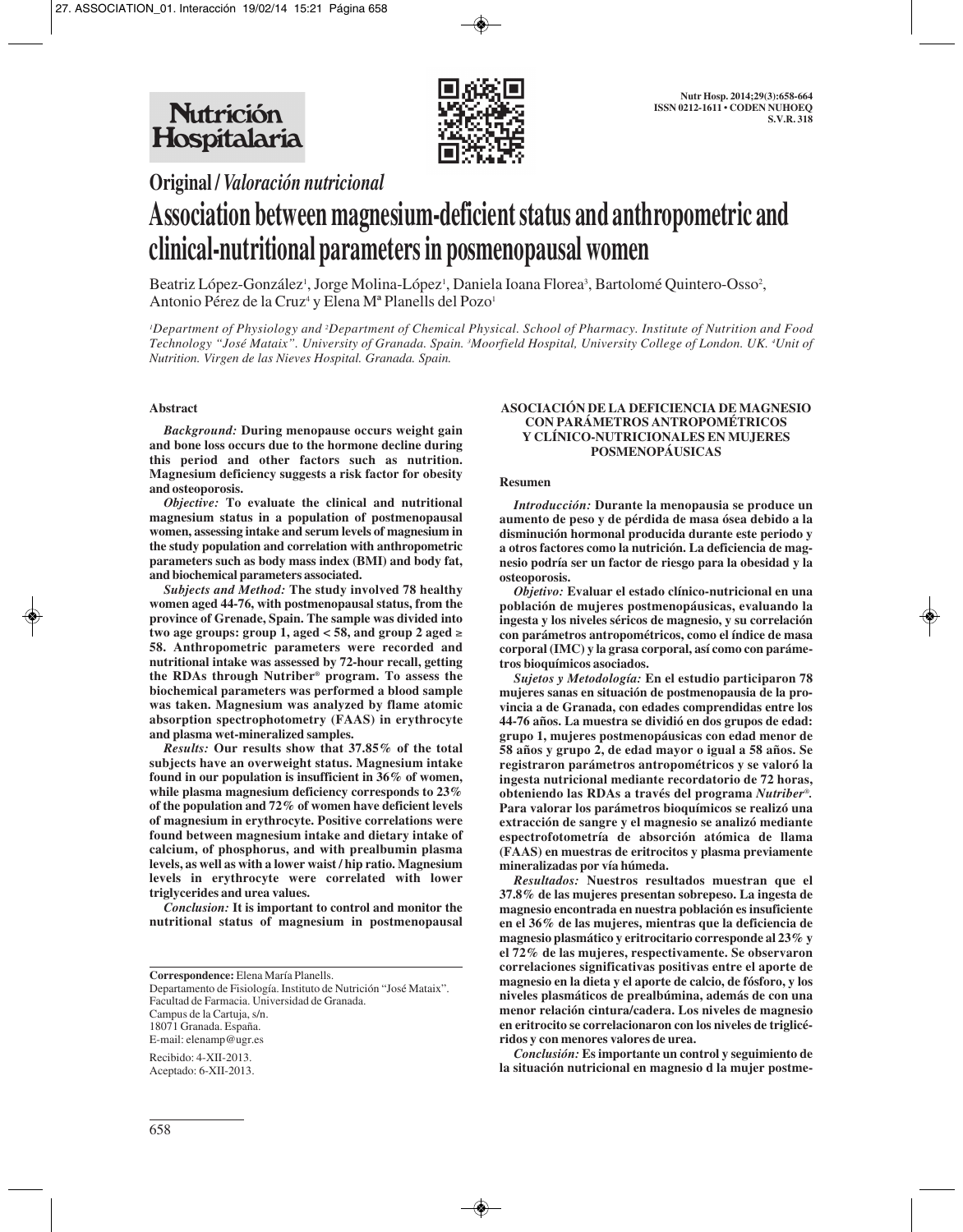# Original / *Valoración nutricional*

# Association between magnesium-deficient status and anthropometric and clinical-nutritional parameters in posmenopausal women

Beatriz López-González[1], Jorge Molina-López[1], Daniela Ioana Florea[3], Bartolomé Quintero-Osso[2], Antonio Pérez de la Cruz[4] y Elena Mª Planells del Pozo[1]

*[1]Department of Physiology and [2]Department of Chemical Physical. School of Pharmacy. Institute of Nutrition and Food Technology "José Mataix". University of Granada. Spain. [3]Moorfield Hospital, University College of London. UK. [4]Unit of Nutrition. Virgen de las Nieves Hospital. Granada. Spain.*

### Abstract

*Background:* **During menopause occurs weight gain and bone loss occurs due to the hormone decline during this period and other factors such as nutrition. Magnesium deficiency suggests a risk factor for obesity and osteoporosis.**

*Objective:* **To evaluate the clinical and nutritional magnesium status in a population of postmenopausal women, assessing intake and serum levels of magnesium in the study population and correlation with anthropometric parameters such as body mass index (BMI) and body fat, and biochemical parameters associated.**

*Subjects and Method:* **The study involved 78 healthy women aged 44-76, with postmenopausal status, from the province of Grenade, Spain. The sample was divided into two age groups: group 1, aged < 58, and group 2 aged ≥ 58. Anthropometric parameters were recorded and nutritional intake was assessed by 72-hour recall, getting the RDAs through Nutriber® program. To assess the biochemical parameters was performed a blood sample was taken. Magnesium was analyzed by flame atomic absorption spectrophotometry (FAAS) in erythrocyte and plasma wet-mineralized samples.**

*Results:* **Our results show that 37.85% of the total subjects have an overweight status. Magnesium intake found in our population is insufficient in 36% of women, while plasma magnesium deficiency corresponds to 23% of the population and 72% of women have deficient levels of magnesium in erythrocyte. Positive correlations were found between magnesium intake and dietary intake of calcium, of phosphorus, and with prealbumin plasma levels, as well as with a lower waist / hip ratio. Magnesium levels in erythrocyte were correlated with lower triglycerides and urea values.**

*Conclusion:* **It is important to control and monitor the nutritional status of magnesium in postmenopausal**

**Correspondence:** Elena María Planells.
Departamento de Fisiología. Instituto de Nutrición "José Mataix".
Facultad de Farmacia. Universidad de Granada.
Campus de la Cartuja, s/n.
18071 Granada. España.
E-mail: elenamp@ugr.es

Recibido: 4-XII-2013.
Aceptado: 6-XII-2013.

### ASOCIACIÓN DE LA DEFICIENCIA DE MAGNESIO CON PARÁMETROS ANTROPOMÉTRICOS Y CLÍNICO-NUTRICIONALES EN MUJERES POSMENOPÁUSICAS

### Resumen

*Introducción:* **Durante la menopausia se produce un aumento de peso y de pérdida de masa ósea debido a la disminución hormonal producida durante este periodo y a otros factores como la nutrición. La deficiencia de magnesio podría ser un factor de riesgo para la obesidad y la osteoporosis.**

*Objetivo:* **Evaluar el estado clínico-nutricional en una población de mujeres postmenopáusicas, evaluando la ingesta y los niveles séricos de magnesio, y su correlación con parámetros antropométricos, como el índice de masa corporal (IMC) y la grasa corporal, así como con parámetros bioquímicos asociados.**

*Sujetos y Metodología:* **En el estudio participaron 78 mujeres sanas en situación de postmenopausia de la provincia a de Granada, con edades comprendidas entre los 44-76 años. La muestra se dividió en dos grupos de edad: grupo 1, mujeres postmenopáusicas con edad menor de 58 años y grupo 2, de edad mayor o igual a 58 años. Se registraron parámetros antropométricos y se valoró la ingesta nutricional mediante recordatorio de 72 horas, obteniendo las RDAs a través del programa *Nutriber®*. Para valorar los parámetros bioquímicos se realizó una extracción de sangre y el magnesio se analizó mediante espectrofotometría de absorción atómica de llama (FAAS) en muestras de eritrocitos y plasma previamente mineralizadas por vía húmeda.**

*Resultados:* **Nuestros resultados muestran que el 37.8% de las mujeres presentan sobrepeso. La ingesta de magnesio encontrada en nuestra población es insuficiente en el 36% de las mujeres, mientras que la deficiencia de magnesio plasmático y eritrocitario corresponde al 23% y el 72% de las mujeres, respectivamente. Se observaron correlaciones significativas positivas entre el aporte de magnesio en la dieta y el aporte de calcio, de fósforo, y los niveles plasmáticos de prealbúmina, además de con una menor relación cintura/cadera. Los niveles de magnesio en eritrocito se correlacionaron con los niveles de triglicéridos y con menores valores de urea.**

*Conclusión:* **Es importante un control y seguimiento de la situación nutricional en magnesio d la mujer postme-**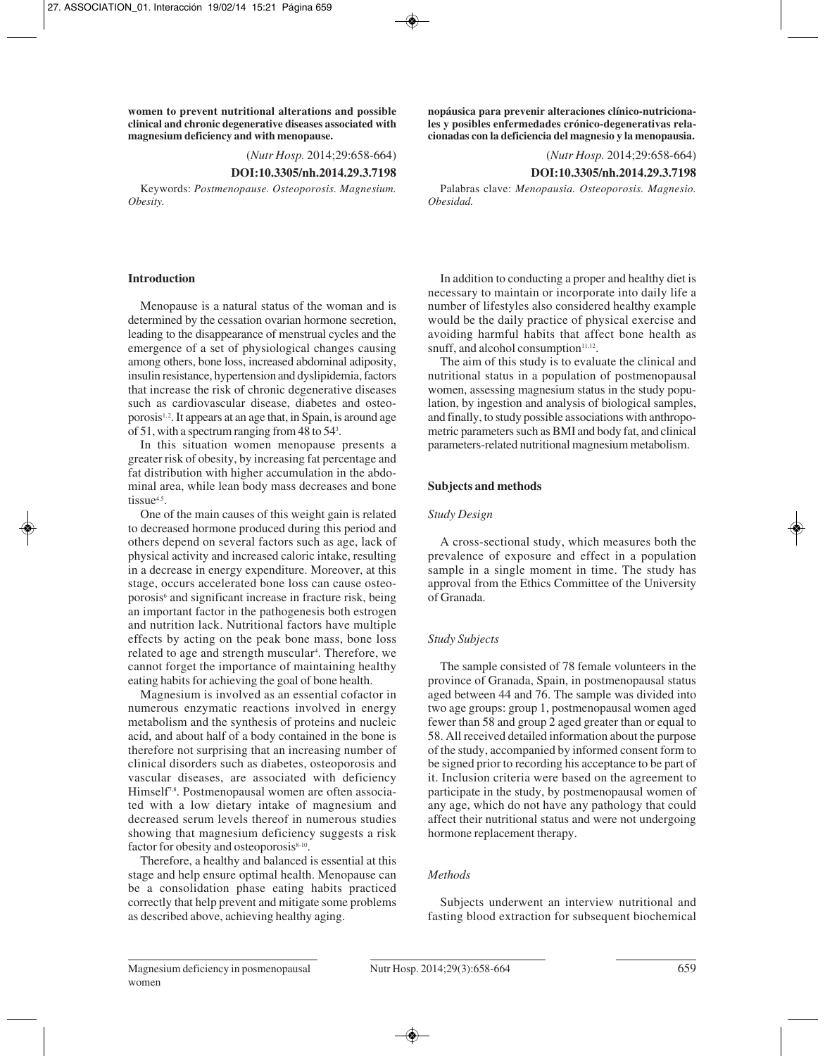**women to prevent nutritional alterations and possible clinical and chronic degenerative diseases associated with magnesium deficiency and with menopause.**

(*Nutr Hosp.* 2014;29:658-664)

**DOI:10.3305/nh.2014.29.3.7198**

Keywords: *Postmenopause. Osteoporosis. Magnesium. Obesity.*

**nopáusica para prevenir alteraciones clínico-nutricionales y posibles enfermedades crónico-degenerativas relacionadas con la deficiencia del magnesio y la menopausia.**

(*Nutr Hosp.* 2014;29:658-664)

**DOI:10.3305/nh.2014.29.3.7198**

Palabras clave: *Menopausia. Osteoporosis. Magnesio. Obesidad.*

## Introduction

Menopause is a natural status of the woman and is determined by the cessation ovarian hormone secretion, leading to the disappearance of menstrual cycles and the emergence of a set of physiological changes causing among others, bone loss, increased abdominal adiposity, insulin resistance, hypertension and dyslipidemia, factors that increase the risk of chronic degenerative diseases such as cardiovascular disease, diabetes and osteoporosis[1,2]. It appears at an age that, in Spain, is around age of 51, with a spectrum ranging from 48 to 54[3].

In this situation women menopause presents a greater risk of obesity, by increasing fat percentage and fat distribution with higher accumulation in the abdominal area, while lean body mass decreases and bone tissue[4,5].

One of the main causes of this weight gain is related to decreased hormone produced during this period and others depend on several factors such as age, lack of physical activity and increased caloric intake, resulting in a decrease in energy expenditure. Moreover, at this stage, occurs accelerated bone loss can cause osteoporosis[6] and significant increase in fracture risk, being an important factor in the pathogenesis both estrogen and nutrition lack. Nutritional factors have multiple effects by acting on the peak bone mass, bone loss related to age and strength muscular[4]. Therefore, we cannot forget the importance of maintaining healthy eating habits for achieving the goal of bone health.

Magnesium is involved as an essential cofactor in numerous enzymatic reactions involved in energy metabolism and the synthesis of proteins and nucleic acid, and about half of a body contained in the bone is therefore not surprising that an increasing number of clinical disorders such as diabetes, osteoporosis and vascular diseases, are associated with deficiency Himself[7,8]. Postmenopausal women are often associated with a low dietary intake of magnesium and decreased serum levels thereof in numerous studies showing that magnesium deficiency suggests a risk factor for obesity and osteoporosis[8-10].

Therefore, a healthy and balanced is essential at this stage and help ensure optimal health. Menopause can be a consolidation phase eating habits practiced correctly that help prevent and mitigate some problems as described above, achieving healthy aging.

In addition to conducting a proper and healthy diet is necessary to maintain or incorporate into daily life a number of lifestyles also considered healthy example would be the daily practice of physical exercise and avoiding harmful habits that affect bone health as snuff, and alcohol consumption[11,12].

The aim of this study is to evaluate the clinical and nutritional status in a population of postmenopausal women, assessing magnesium status in the study population, by ingestion and analysis of biological samples, and finally, to study possible associations with anthropometric parameters such as BMI and body fat, and clinical parameters-related nutritional magnesium metabolism.

## Subjects and methods

### *Study Design*

A cross-sectional study, which measures both the prevalence of exposure and effect in a population sample in a single moment in time. The study has approval from the Ethics Committee of the University of Granada.

### *Study Subjects*

The sample consisted of 78 female volunteers in the province of Granada, Spain, in postmenopausal status aged between 44 and 76. The sample was divided into two age groups: group 1, postmenopausal women aged fewer than 58 and group 2 aged greater than or equal to 58. All received detailed information about the purpose of the study, accompanied by informed consent form to be signed prior to recording his acceptance to be part of it. Inclusion criteria were based on the agreement to participate in the study, by postmenopausal women of any age, which do not have any pathology that could affect their nutritional status and were not undergoing hormone replacement therapy.

### *Methods*

Subjects underwent an interview nutritional and fasting blood extraction for subsequent biochemical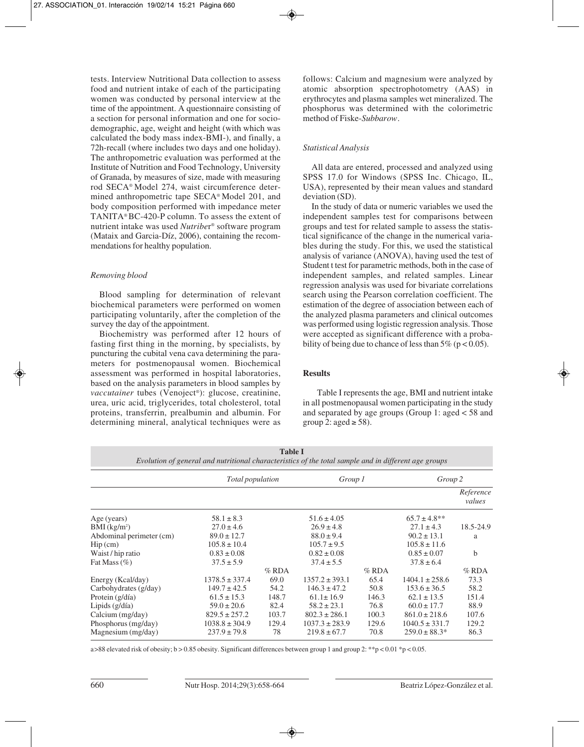tests. Interview Nutritional Data collection to assess food and nutrient intake of each of the participating women was conducted by personal interview at the time of the appointment. A questionnaire consisting of a section for personal information and one for sociodemographic, age, weight and height (with which was calculated the body mass index-BMI-), and finally, a 72h-recall (where includes two days and one holiday). The anthropometric evaluation was performed at the Institute of Nutrition and Food Technology, University of Granada, by measures of size, made with measuring rod SECA® Model 274, waist circumference determined anthropometric tape SECA® Model 201, and body composition performed with impedance meter TANITA® BC-420-P column. To assess the extent of nutrient intake was used *Nutribe*r® software program (Mataix and Garcia-Díz, 2006), containing the recommendations for healthy population.

### *Removing blood*

Blood sampling for determination of relevant biochemical parameters were performed on women participating voluntarily, after the completion of the survey the day of the appointment.

Biochemistry was performed after 12 hours of fasting first thing in the morning, by specialists, by puncturing the cubital vena cava determining the parameters for postmenopausal women. Biochemical assessment was performed in hospital laboratories, based on the analysis parameters in blood samples by *vaccutainer* tubes (Venoject®): glucose, creatinine, urea, uric acid, triglycerides, total cholesterol, total proteins, transferrin, prealbumin and albumin. For determining mineral, analytical techniques were as follows: Calcium and magnesium were analyzed by atomic absorption spectrophotometry (AAS) in erythrocytes and plasma samples wet mineralized. The phosphorus was determined with the colorimetric method of Fiske-*Subbarow*.

### *Statistical Analysis*

All data are entered, processed and analyzed using SPSS 17.0 for Windows (SPSS Inc. Chicago, IL, USA), represented by their mean values and standard deviation (SD).

In the study of data or numeric variables we used the independent samples test for comparisons between groups and test for related sample to assess the statistical significance of the change in the numerical variables during the study. For this, we used the statistical analysis of variance (ANOVA), having used the test of Student t test for parametric methods, both in the case of independent samples, and related samples. Linear regression analysis was used for bivariate correlations search using the Pearson correlation coefficient. The estimation of the degree of association between each of the analyzed plasma parameters and clinical outcomes was performed using logistic regression analysis. Those were accepted as significant difference with a probability of being due to chance of less than 5% ($p < 0.05$).

## Results

Table I represents the age, BMI and nutrient intake in all postmenopausal women participating in the study and separated by age groups (Group 1: aged < 58 and group 2: aged ≥ 58).

**Table I**
*Evolution of general and nutritional characteristics of the total sample and in different age groups*

| | *Total population* | | *Group 1* | | *Group 2* | |
|---|---|---|---|---|---|---|
| | | | | | | *Reference values* |
| Age (years) | 58.1 ± 8.3 | | 51.6 ± 4.05 | | 65.7 ± 4.8** | |
| BMI (kg/m²) | 27.0 ± 4.6 | | 26.9 ± 4.8 | | 27.1 ± 4.3 | 18.5-24.9 |
| Abdominal perimeter (cm) | 89.0 ± 12.7 | | 88.0 ± 9.4 | | 90.2 ± 13.1 | a |
| Hip (cm) | 105.8 ± 10.4 | | 105.7 ± 9.5 | | 105.8 ± 11.6 | |
| Waist / hip ratio | 0.83 ± 0.08 | | 0.82 ± 0.08 | | 0.85 ± 0.07 | b |
| Fat Mass (%) | 37.5 ± 5.9 | | 37.4 ± 5.5 | | 37.8 ± 6.4 | |
| | | % RDA | | % RDA | | % RDA |
| Energy (Kcal/day) | 1378.5 ± 337.4 | 69.0 | 1357.2 ± 393.1 | 65.4 | 1404.1 ± 258.6 | 73.3 |
| Carbohydrates (g/day) | 149.7 ± 42.5 | 54.2 | 146.3 ± 47.2 | 50.8 | 153.6 ± 36.5 | 58.2 |
| Protein (g/día) | 61.5 ± 15.3 | 148.7 | 61.1± 16.9 | 146.3 | 62.1 ± 13.5 | 151.4 |
| Lipids (g/día) | 59.0 ± 20.6 | 82.4 | 58.2 ± 23.1 | 76.8 | 60.0 ± 17.7 | 88.9 |
| Calcium (mg/day) | 829.5 ± 257.2 | 103.7 | 802.3 ± 286.1 | 100.3 | 861.0 ± 218.6 | 107.6 |
| Phosphorus (mg/day) | 1038.8 ± 304.9 | 129.4 | 1037.3 ± 283.9 | 129.6 | 1040.5 ± 331.7 | 129.2 |
| Magnesium (mg/day) | 237.9 ± 79.8 | 78 | 219.8 ± 67.7 | 70.8 | 259.0 ± 88.3* | 86.3 |

a>88 elevated risk of obesity; b > 0.85 obesity. Significant differences between group 1 and group 2: **$p < 0.01$ *$p < 0.05$.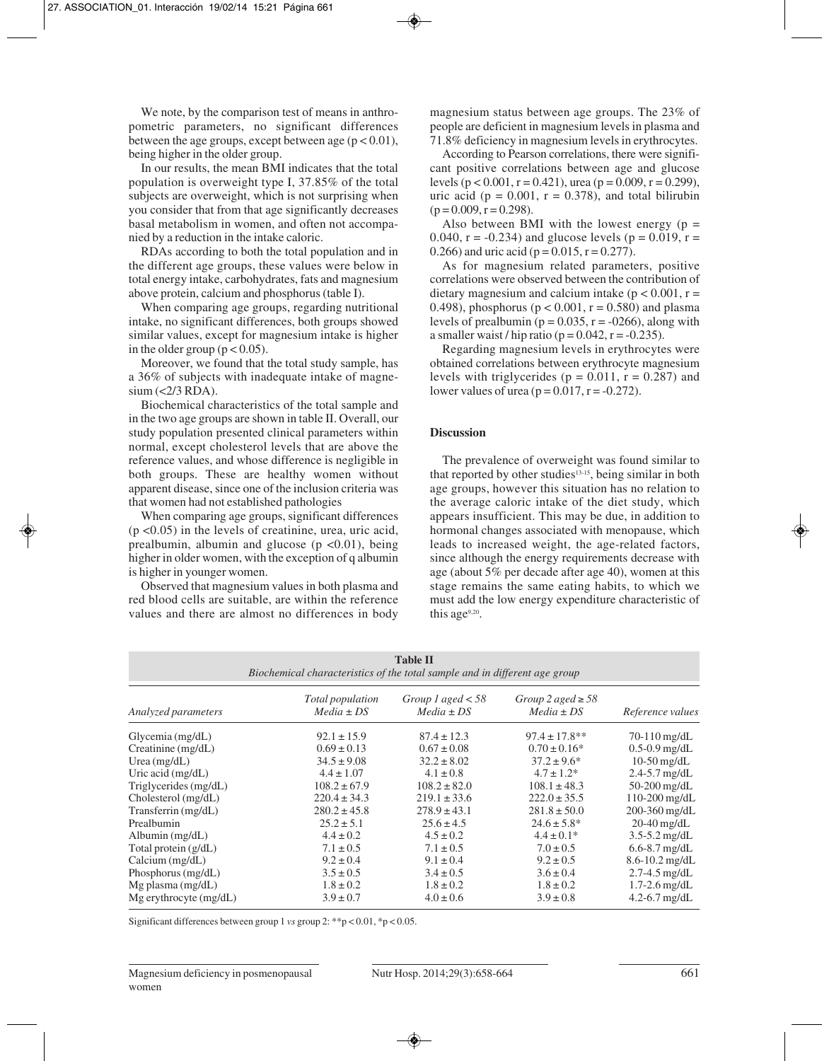We note, by the comparison test of means in anthropometric parameters, no significant differences between the age groups, except between age ($p < 0.01$), being higher in the older group.

In our results, the mean BMI indicates that the total population is overweight type I, 37.85% of the total subjects are overweight, which is not surprising when you consider that from that age significantly decreases basal metabolism in women, and often not accompanied by a reduction in the intake caloric.

RDAs according to both the total population and in the different age groups, these values were below in total energy intake, carbohydrates, fats and magnesium above protein, calcium and phosphorus (table I).

When comparing age groups, regarding nutritional intake, no significant differences, both groups showed similar values, except for magnesium intake is higher in the older group ($p < 0.05$).

Moreover, we found that the total study sample, has a 36% of subjects with inadequate intake of magnesium (<2/3 RDA).

Biochemical characteristics of the total sample and in the two age groups are shown in table II. Overall, our study population presented clinical parameters within normal, except cholesterol levels that are above the reference values, and whose difference is negligible in both groups. These are healthy women without apparent disease, since one of the inclusion criteria was that women had not established pathologies

When comparing age groups, significant differences ($p < 0.05$) in the levels of creatinine, urea, uric acid, prealbumin, albumin and glucose ($p < 0.01$), being higher in older women, with the exception of q albumin is higher in younger women.

Observed that magnesium values in both plasma and red blood cells are suitable, are within the reference values and there are almost no differences in body magnesium status between age groups. The 23% of people are deficient in magnesium levels in plasma and 71.8% deficiency in magnesium levels in erythrocytes.

According to Pearson correlations, there were significant positive correlations between age and glucose levels ($p < 0.001$, $r = 0.421$), urea ($p = 0.009$, $r = 0.299$), uric acid ($p = 0.001$, $r = 0.378$), and total bilirubin ($p = 0.009$, $r = 0.298$).

Also between BMI with the lowest energy ($p = 0.040$, $r = -0.234$) and glucose levels ($p = 0.019$, $r = 0.266$) and uric acid ($p = 0.015$, $r = 0.277$).

As for magnesium related parameters, positive correlations were observed between the contribution of dietary magnesium and calcium intake ($p < 0.001$, $r = 0.498$), phosphorus ($p < 0.001$, $r = 0.580$) and plasma levels of prealbumin ($p = 0.035$, $r = -0266$), along with a smaller waist / hip ratio ($p = 0.042$, $r = -0.235$).

Regarding magnesium levels in erythrocytes were obtained correlations between erythrocyte magnesium levels with triglycerides ($p = 0.011$, $r = 0.287$) and lower values of urea ($p = 0.017$, $r = -0.272$).

## Discussion

The prevalence of overweight was found similar to that reported by other studies[13-15], being similar in both age groups, however this situation has no relation to the average caloric intake of the diet study, which appears insufficient. This may be due, in addition to hormonal changes associated with menopause, which leads to increased weight, the age-related factors, since although the energy requirements decrease with age (about 5% per decade after age 40), women at this stage remains the same eating habits, to which we must add the low energy expenditure characteristic of this age[9,20].

**Table II**
*Biochemical characteristics of the total sample and in different age group*

| *Analyzed parameters* | *Total population Media ± DS* | *Group 1 aged < 58 Media ± DS* | *Group 2 aged ≥ 58 Media ± DS* | *Reference values* |
|---|---|---|---|---|
| Glycemia (mg/dL) | 92.1 ± 15.9 | 87.4 ± 12.3 | 97.4 ± 17.8** | 70-110 mg/dL |
| Creatinine (mg/dL) | 0.69 ± 0.13 | 0.67 ± 0.08 | 0.70 ± 0.16* | 0.5-0.9 mg/dL |
| Urea (mg/dL) | 34.5 ± 9.08 | 32.2 ± 8.02 | 37.2 ± 9.6* | 10-50 mg/dL |
| Uric acid (mg/dL) | 4.4 ± 1.07 | 4.1 ± 0.8 | 4.7 ± 1.2* | 2.4-5.7 mg/dL |
| Triglycerides (mg/dL) | 108.2 ± 67.9 | 108.2 ± 82.0 | 108.1 ± 48.3 | 50-200 mg/dL |
| Cholesterol (mg/dL) | 220.4 ± 34.3 | 219.1 ± 33.6 | 222.0 ± 35.5 | 110-200 mg/dL |
| Transferrin (mg/dL) | 280.2 ± 45.8 | 278.9 ± 43.1 | 281.8 ± 50.0 | 200-360 mg/dL |
| Prealbumin | 25.2 ± 5.1 | 25.6 ± 4.5 | 24.6 ± 5.8* | 20-40 mg/dL |
| Albumin (mg/dL) | 4.4 ± 0.2 | 4.5 ± 0.2 | 4.4 ± 0.1* | 3.5-5.2 mg/dL |
| Total protein (g/dL) | 7.1 ± 0.5 | 7.1 ± 0.5 | 7.0 ± 0.5 | 6.6-8.7 mg/dL |
| Calcium (mg/dL) | 9.2 ± 0.4 | 9.1 ± 0.4 | 9.2 ± 0.5 | 8.6-10.2 mg/dL |
| Phosphorus (mg/dL) | 3.5 ± 0.5 | 3.4 ± 0.5 | 3.6 ± 0.4 | 2.7-4.5 mg/dL |
| Mg plasma (mg/dL) | 1.8 ± 0.2 | 1.8 ± 0.2 | 1.8 ± 0.2 | 1.7-2.6 mg/dL |
| Mg erythrocyte (mg/dL) | 3.9 ± 0.7 | 4.0 ± 0.6 | 3.9 ± 0.8 | 4.2-6.7 mg/dL |

Significant differences between group 1 *vs* group 2: **$p < 0.01$, *$p < 0.05$.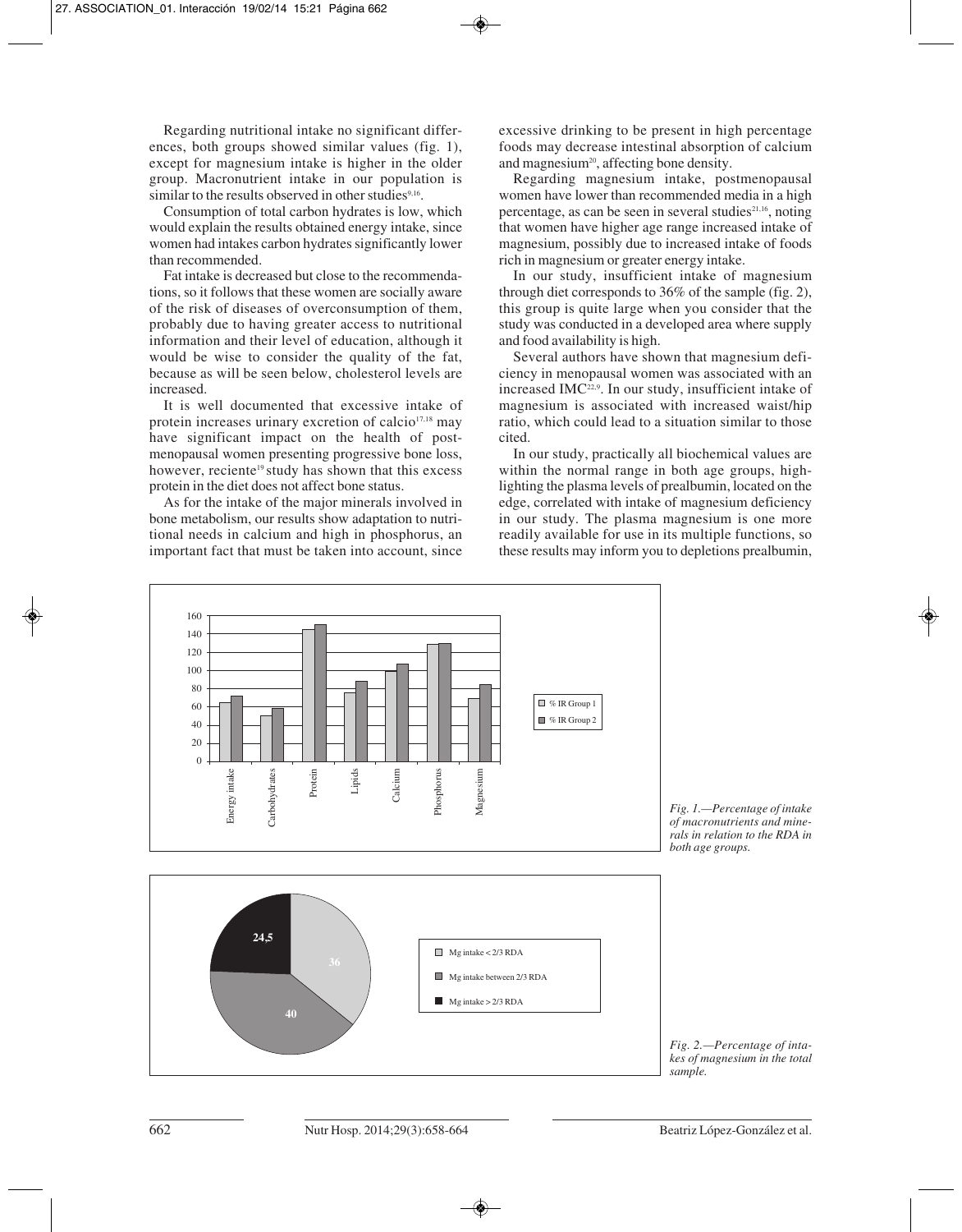Regarding nutritional intake no significant differences, both groups showed similar values (fig. 1), except for magnesium intake is higher in the older group. Macronutrient intake in our population is similar to the results observed in other studies[9,16].

Consumption of total carbon hydrates is low, which would explain the results obtained energy intake, since women had intakes carbon hydrates significantly lower than recommended.

Fat intake is decreased but close to the recommendations, so it follows that these women are socially aware of the risk of diseases of overconsumption of them, probably due to having greater access to nutritional information and their level of education, although it would be wise to consider the quality of the fat, because as will be seen below, cholesterol levels are increased.

It is well documented that excessive intake of protein increases urinary excretion of calcio[17,18] may have significant impact on the health of postmenopausal women presenting progressive bone loss, however, reciente[19] study has shown that this excess protein in the diet does not affect bone status.

As for the intake of the major minerals involved in bone metabolism, our results show adaptation to nutritional needs in calcium and high in phosphorus, an important fact that must be taken into account, since excessive drinking to be present in high percentage foods may decrease intestinal absorption of calcium and magnesium[20], affecting bone density.

Regarding magnesium intake, postmenopausal women have lower than recommended media in a high percentage, as can be seen in several studies[21,16], noting that women have higher age range increased intake of magnesium, possibly due to increased intake of foods rich in magnesium or greater energy intake.

In our study, insufficient intake of magnesium through diet corresponds to 36% of the sample (fig. 2), this group is quite large when you consider that the study was conducted in a developed area where supply and food availability is high.

Several authors have shown that magnesium deficiency in menopausal women was associated with an increased IMC[22,9]. In our study, insufficient intake of magnesium is associated with increased waist/hip ratio, which could lead to a situation similar to those cited.

In our study, practically all biochemical values are within the normal range in both age groups, highlighting the plasma levels of prealbumin, located on the edge, correlated with intake of magnesium deficiency in our study. The plasma magnesium is one more readily available for use in its multiple functions, so these results may inform you to depletions prealbumin,

160
140
120
100
80
60
40
20
0

Energy intake
Carbohydrates
Protein
Lipids
Calcium
Phosphorus
Magnesium

% IR Group 1
% IR Group 2

*Fig. 1.—Percentage of intake of macronutrients and minerals in relation to the RDA in both age groups.*

24,5
36
40

Mg intake < 2/3 RDA
Mg intake between 2/3 RDA
Mg intake > 2/3 RDA

*Fig. 2.—Percentage of intakes of magnesium in the total sample.*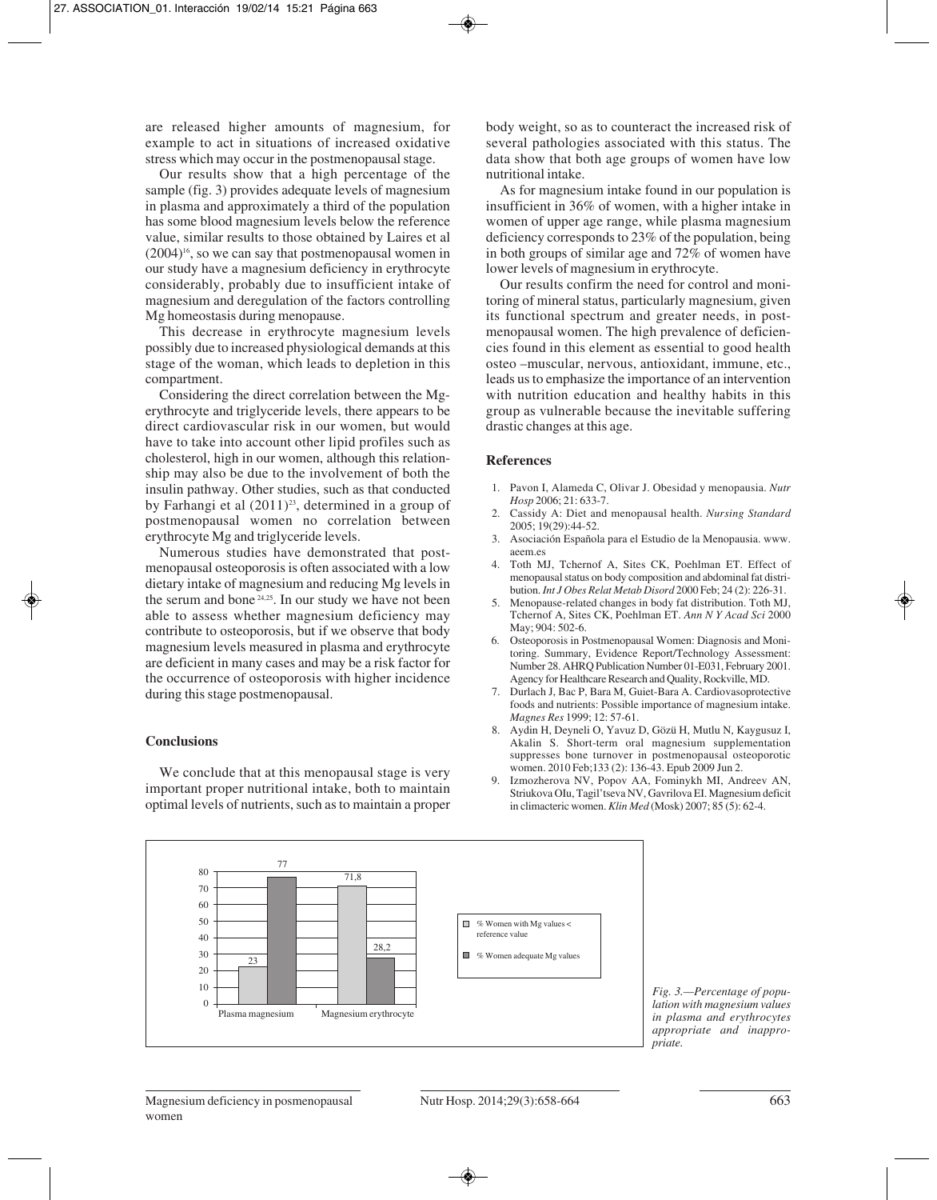are released higher amounts of magnesium, for example to act in situations of increased oxidative stress which may occur in the postmenopausal stage.

Our results show that a high percentage of the sample (fig. 3) provides adequate levels of magnesium in plasma and approximately a third of the population has some blood magnesium levels below the reference value, similar results to those obtained by Laires et al (2004)[16], so we can say that postmenopausal women in our study have a magnesium deficiency in erythrocyte considerably, probably due to insufficient intake of magnesium and deregulation of the factors controlling Mg homeostasis during menopause.

This decrease in erythrocyte magnesium levels possibly due to increased physiological demands at this stage of the woman, which leads to depletion in this compartment.

Considering the direct correlation between the Mg-erythrocyte and triglyceride levels, there appears to be direct cardiovascular risk in our women, but would have to take into account other lipid profiles such as cholesterol, high in our women, although this relationship may also be due to the involvement of both the insulin pathway. Other studies, such as that conducted by Farhangi et al (2011)[23], determined in a group of postmenopausal women no correlation between erythrocyte Mg and triglyceride levels.

Numerous studies have demonstrated that postmenopausal osteoporosis is often associated with a low dietary intake of magnesium and reducing Mg levels in the serum and bone[24,25]. In our study we have not been able to assess whether magnesium deficiency may contribute to osteoporosis, but if we observe that body magnesium levels measured in plasma and erythrocyte are deficient in many cases and may be a risk factor for the occurrence of osteoporosis with higher incidence during this stage postmenopausal.

## Conclusions

We conclude that at this menopausal stage is very important proper nutritional intake, both to maintain optimal levels of nutrients, such as to maintain a proper body weight, so as to counteract the increased risk of several pathologies associated with this status. The data show that both age groups of women have low nutritional intake.

As for magnesium intake found in our population is insufficient in 36% of women, with a higher intake in women of upper age range, while plasma magnesium deficiency corresponds to 23% of the population, being in both groups of similar age and 72% of women have lower levels of magnesium in erythrocyte.

Our results confirm the need for control and monitoring of mineral status, particularly magnesium, given its functional spectrum and greater needs, in postmenopausal women. The high prevalence of deficiencies found in this element as essential to good health osteo –muscular, nervous, antioxidant, immune, etc., leads us to emphasize the importance of an intervention with nutrition education and healthy habits in this group as vulnerable because the inevitable suffering drastic changes at this age.

## References

1. Pavon I, Alameda C, Olivar J. Obesidad y menopausia. *Nutr Hosp* 2006; 21: 633-7.
2. Cassidy A: Diet and menopausal health. *Nursing Standard* 2005; 19(29):44-52.
3. Asociación Española para el Estudio de la Menopausia. www.aeem.es
4. Toth MJ, Tchernof A, Sites CK, Poehlman ET. Effect of menopausal status on body composition and abdominal fat distribution. *Int J Obes Relat Metab Disord* 2000 Feb; 24 (2): 226-31.
5. Menopause-related changes in body fat distribution. Toth MJ, Tchernof A, Sites CK, Poehlman ET. *Ann N Y Acad Sci* 2000 May; 904: 502-6.
6. Osteoporosis in Postmenopausal Women: Diagnosis and Monitoring. Summary, Evidence Report/Technology Assessment: Number 28. AHRQ Publication Number 01-E031, February 2001. Agency for Healthcare Research and Quality, Rockville, MD.
7. Durlach J, Bac P, Bara M, Guiet-Bara A. Cardiovasoprotective foods and nutrients: Possible importance of magnesium intake. *Magnes Res* 1999; 12: 57-61.
8. Aydin H, Deyneli O, Yavuz D, Gözü H, Mutlu N, Kaygusuz I, Akalin S. Short-term oral magnesium supplementation suppresses bone turnover in postmenopausal osteoporotic women. 2010 Feb;133 (2): 136-43. Epub 2009 Jun 2.
9. Izmozherova NV, Popov AA, Fominykh MI, Andreev AN, Striukova OIu, Tagil'tseva NV, Gavrilova EI. Magnesium deficit in climacteric women. *Klin Med* (Mosk) 2007; 85 (5): 62-4.

80
70
60
50
40
30
20
10
0

23
77
71,8
28,2

Plasma magnesium
Magnesium erythrocyte

% Women with Mg values < reference value
% Women adequate Mg values

*Fig. 3.—Percentage of population with magnesium values in plasma and erythrocytes appropriate and inappropriate.*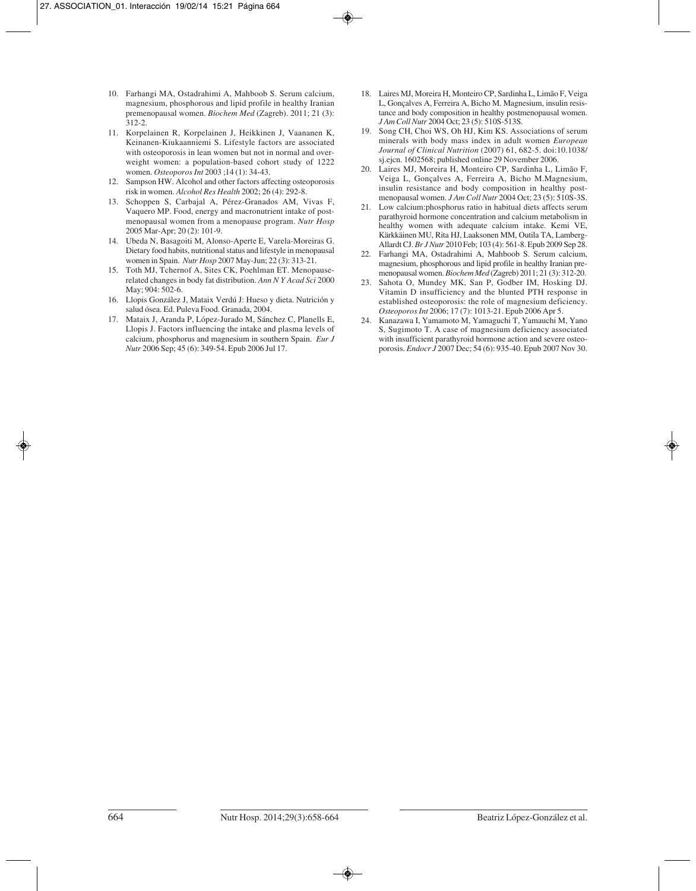10. Farhangi MA, Ostadrahimi A, Mahboob S. Serum calcium, magnesium, phosphorous and lipid profile in healthy Iranian premenopausal women. *Biochem Med* (Zagreb). 2011; 21 (3): 312-2.
11. Korpelainen R, Korpelainen J, Heikkinen J, Vaananen K, Keinanen-Kiukaanniemi S. Lifestyle factors are associated with osteoporosis in lean women but not in normal and overweight women: a population-based cohort study of 1222 women. *Osteoporos Int* 2003 ;14 (1): 34-43.
12. Sampson HW. Alcohol and other factors affecting osteoporosis risk in women. *Alcohol Res Health* 2002; 26 (4): 292-8.
13. Schoppen S, Carbajal A, Pérez-Granados AM, Vivas F, Vaquero MP. Food, energy and macronutrient intake of postmenopausal women from a menopause program. *Nutr Hosp* 2005 Mar-Apr; 20 (2): 101-9.
14. Ubeda N, Basagoiti M, Alonso-Aperte E, Varela-Moreiras G. Dietary food habits, nutritional status and lifestyle in menopausal women in Spain. *Nutr Hosp* 2007 May-Jun; 22 (3): 313-21.
15. Toth MJ, Tchernof A, Sites CK, Poehlman ET. Menopause-related changes in body fat distribution. *Ann N Y Acad Sci* 2000 May; 904: 502-6.
16. Llopis González J, Mataix Verdú J: Hueso y dieta. Nutrición y salud ósea. Ed. Puleva Food. Granada, 2004.
17. Mataix J, Aranda P, López-Jurado M, Sánchez C, Planells E, Llopis J. Factors influencing the intake and plasma levels of calcium, phosphorus and magnesium in southern Spain. *Eur J Nutr* 2006 Sep; 45 (6): 349-54. Epub 2006 Jul 17.
18. Laires MJ, Moreira H, Monteiro CP, Sardinha L, Limão F, Veiga L, Gonçalves A, Ferreira A, Bicho M. Magnesium, insulin resistance and body composition in healthy postmenopausal women. *J Am Coll Nutr* 2004 Oct; 23 (5): 510S-513S.
19. Song CH, Choi WS, Oh HJ, Kim KS. Associations of serum minerals with body mass index in adult women *European Journal of Clinical Nutrition* (2007) 61, 682-5. doi:10.1038/sj.ejcn. 1602568; published online 29 November 2006.
20. Laires MJ, Moreira H, Monteiro CP, Sardinha L, Limão F, Veiga L, Gonçalves A, Ferreira A, Bicho M.Magnesium, insulin resistance and body composition in healthy postmenopausal women. *J Am Coll Nutr* 2004 Oct; 23 (5): 510S-3S.
21. Low calcium:phosphorus ratio in habitual diets affects serum parathyroid hormone concentration and calcium metabolism in healthy women with adequate calcium intake. Kemi VE, Kärkkäinen MU, Rita HJ, Laaksonen MM, Outila TA, Lamberg-Allardt CJ. *Br J Nutr* 2010 Feb; 103 (4): 561-8. Epub 2009 Sep 28.
22. Farhangi MA, Ostadrahimi A, Mahboob S. Serum calcium, magnesium, phosphorous and lipid profile in healthy Iranian premenopausal women. *Biochem Med* (Zagreb) 2011; 21 (3): 312-20.
23. Sahota O, Mundey MK, San P, Godber IM, Hosking DJ. Vitamin D insufficiency and the blunted PTH response in established osteoporosis: the role of magnesium deficiency. *Osteoporos Int* 2006; 17 (7): 1013-21. Epub 2006 Apr 5.
24. Kanazawa I, Yamamoto M, Yamaguchi T, Yamauchi M, Yano S, Sugimoto T. A case of magnesium deficiency associated with insufficient parathyroid hormone action and severe osteoporosis. *Endocr J* 2007 Dec; 54 (6): 935-40. Epub 2007 Nov 30.